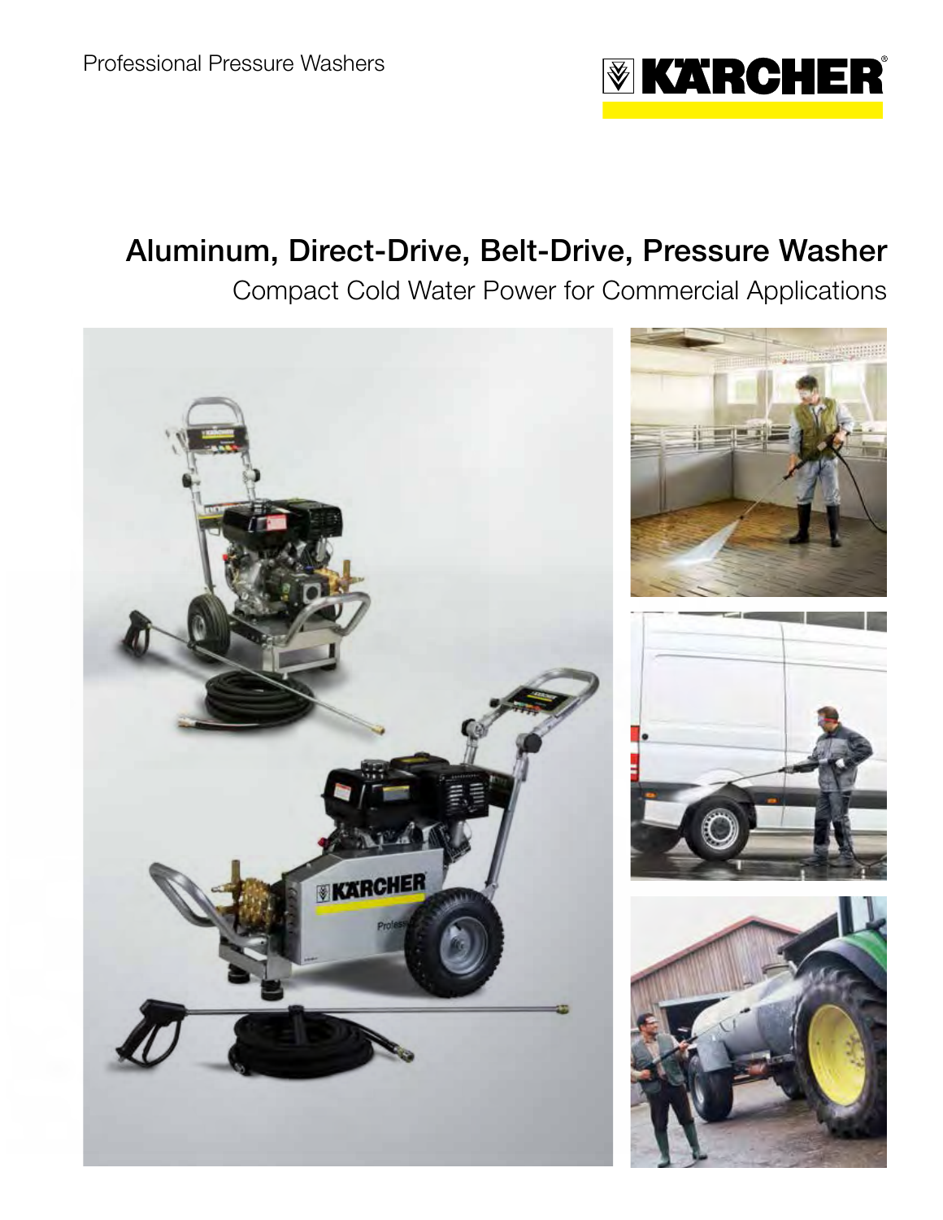Professional Pressure Washers

# Aluminum, Direct-Drive, Belt-Drive, Pressure Washer

## Compact Cold Water Power for Commercial Applications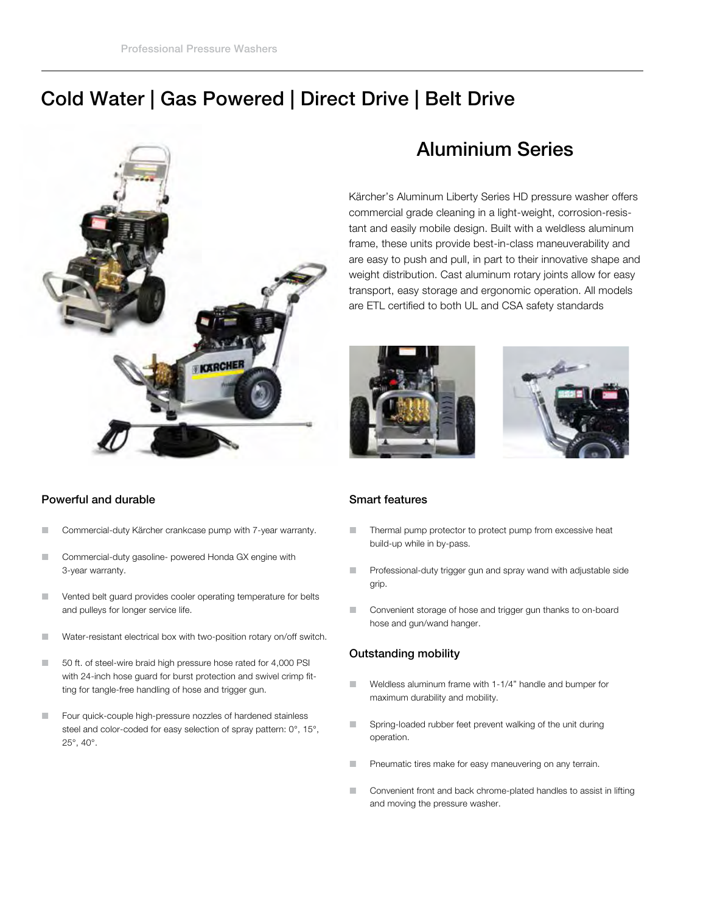# Cold Water | Gas Powered | Direct Drive | Belt Drive

## Aluminium Series

Kärcher's Aluminum Liberty Series HD pressure washer offers commercial grade cleaning in a light-weight, corrosion-resistant and easily mobile design. Built with a weldless aluminum frame, these units provide best-in-class maneuverability and are easy to push and pull, in part to their innovative shape and weight distribution. Cast aluminum rotary joints allow for easy transport, easy storage and ergonomic operation. All models are ETL certified to both UL and CSA safety standards

### Powerful and durable

- Commercial-duty Kärcher crankcase pump with 7-year warranty.
- Commercial-duty gasoline- powered Honda GX engine with 3-year warranty.
- Vented belt guard provides cooler operating temperature for belts and pulleys for longer service life.
- Water-resistant electrical box with two-position rotary on/off switch.
- 50 ft. of steel-wire braid high pressure hose rated for 4,000 PSI with 24-inch hose guard for burst protection and swivel crimp fitting for tangle-free handling of hose and trigger gun.
- Four quick-couple high-pressure nozzles of hardened stainless steel and color-coded for easy selection of spray pattern: 0°, 15°, 25°, 40°.

### Smart features

- Thermal pump protector to protect pump from excessive heat build-up while in by-pass.
- Professional-duty trigger gun and spray wand with adjustable side grip.
- Convenient storage of hose and trigger gun thanks to on-board hose and gun/wand hanger.

### Outstanding mobility

- Weldless aluminum frame with 1-1/4" handle and bumper for maximum durability and mobility.
- Spring-loaded rubber feet prevent walking of the unit during operation.
- Pneumatic tires make for easy maneuvering on any terrain.
- Convenient front and back chrome-plated handles to assist in lifting and moving the pressure washer.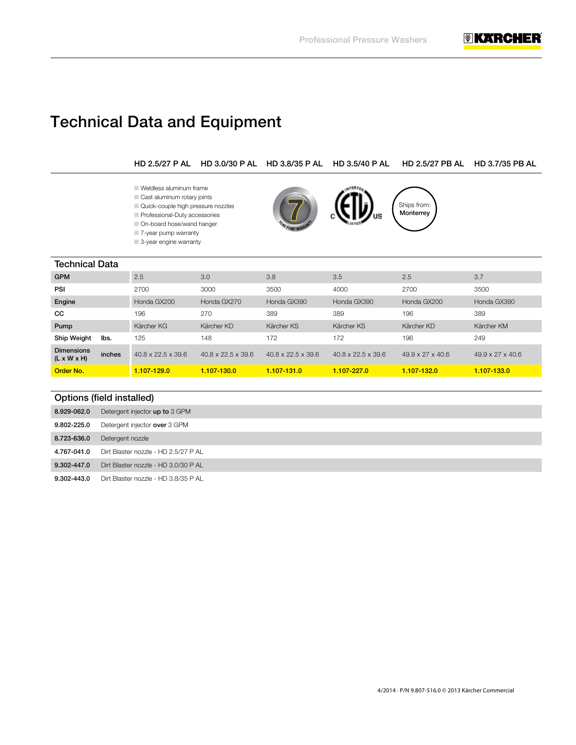# Technical Data and Equipment

| | HD 2.5/27 P AL | HD 3.0/30 P AL | HD 3.8/35 P AL | HD 3.5/40 P AL | HD 2.5/27 PB AL | HD 3.7/35 PB AL |
|---|---|---|---|---|---|---|

- Weldless aluminum frame
- Cast aluminum rotary joints
- Quick-couple high pressure nozzles
- Professional-Duty accessories
- On-board hose/wand hanger
- 7-year pump warranty
- 3-year engine warranty

7 YEAR PUMP WARRANTY

INTERTEK C ETL US LISTED

Ships from: **Monterrey**

## Technical Data

| | | HD 2.5/27 P AL | HD 3.0/30 P AL | HD 3.8/35 P AL | HD 3.5/40 P AL | HD 2.5/27 PB AL | HD 3.7/35 PB AL |
|---|---|---|---|---|---|---|---|
| **GPM** | | 2.5 | 3.0 | 3.8 | 3.5 | 2.5 | 3.7 |
| **PSI** | | 2700 | 3000 | 3500 | 4000 | 2700 | 3500 |
| **Engine** | | Honda GX200 | Honda GX270 | Honda GX390 | Honda GX390 | Honda GX200 | Honda GX390 |
| **CC** | | 196 | 270 | 389 | 389 | 196 | 389 |
| **Pump** | | Kärcher KG | Kärcher KD | Kärcher KS | Kärcher KS | Kärcher KD | Kärcher KM |
| **Ship Weight** | **lbs.** | 125 | 148 | 172 | 172 | 196 | 249 |
| **Dimensions (L x W x H)** | **inches** | 40.8 x 22.5 x 39.6 | 40.8 x 22.5 x 39.6 | 40.8 x 22.5 x 39.6 | 40.8 x 22.5 x 39.6 | 49.9 x 27 x 40.6 | 49.9 x 27 x 40.6 |
| **Order No.** | | **1.107-129.0** | **1.107-130.0** | **1.107-131.0** | **1.107-227.0** | **1.107-132.0** | **1.107-133.0** |

## Options (field installed)

| | |
|---|---|
| **8.929-062.0** | Detergent injector **up to** 3 GPM |
| **9.802-225.0** | Detergent injector **over** 3 GPM |
| **8.723-636.0** | Detergent nozzle |
| **4.767-041.0** | Dirt Blaster nozzle - HD 2.5/27 P AL |
| **9.302-447.0** | Dirt Blaster nozzle - HD 3.0/30 P AL |
| **9.302-443.0** | Dirt Blaster nozzle - HD 3.8/35 P AL |

4/2014 · P/N 9.807-516.0 © 2013 Kärcher Commercial